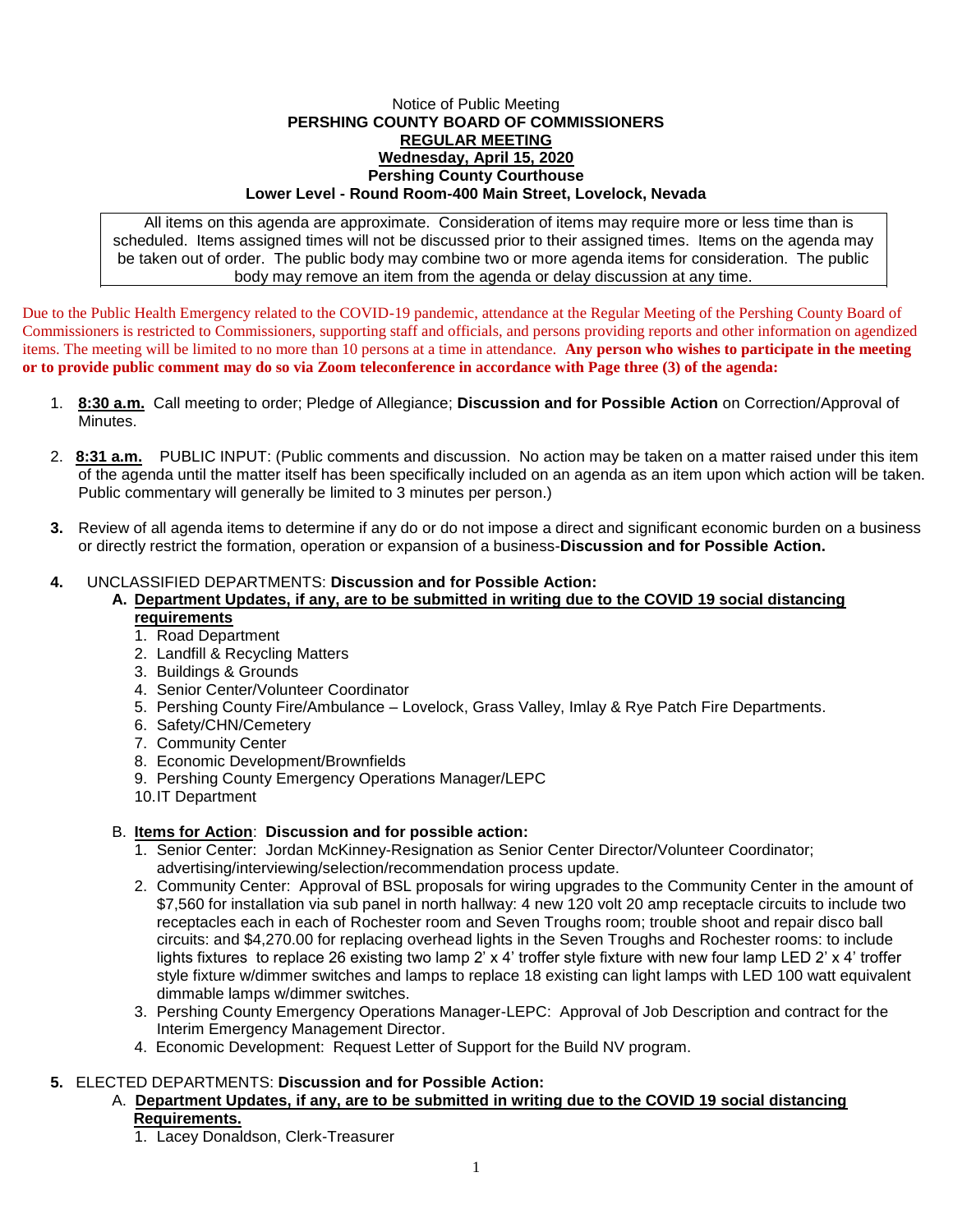Notice of Public Meeting

**PERSHING COUNTY BOARD OF COMMISSIONERS**

**REGULAR MEETING**

**Wednesday, April 15, 2020**

**Pershing County Courthouse**

**Lower Level - Round Room-400 Main Street, Lovelock, Nevada**

All items on this agenda are approximate. Consideration of items may require more or less time than is scheduled. Items assigned times will not be discussed prior to their assigned times. Items on the agenda may be taken out of order. The public body may combine two or more agenda items for consideration. The public body may remove an item from the agenda or delay discussion at any time.

Due to the Public Health Emergency related to the COVID-19 pandemic, attendance at the Regular Meeting of the Pershing County Board of Commissioners is restricted to Commissioners, supporting staff and officials, and persons providing reports and other information on agendized items. The meeting will be limited to no more than 10 persons at a time in attendance. **Any person who wishes to participate in the meeting or to provide public comment may do so via Zoom teleconference in accordance with Page three (3) of the agenda:**

1. **8:30 a.m.** Call meeting to order; Pledge of Allegiance; **Discussion and for Possible Action** on Correction/Approval of Minutes.

2. **8:31 a.m.** PUBLIC INPUT: (Public comments and discussion. No action may be taken on a matter raised under this item of the agenda until the matter itself has been specifically included on an agenda as an item upon which action will be taken. Public commentary will generally be limited to 3 minutes per person.)

3. Review of all agenda items to determine if any do or do not impose a direct and significant economic burden on a business or directly restrict the formation, operation or expansion of a business-**Discussion and for Possible Action.**

4. UNCLASSIFIED DEPARTMENTS: **Discussion and for Possible Action:**
   - A. **Department Updates, if any, are to be submitted in writing due to the COVID 19 social distancing requirements**
     1. Road Department
     2. Landfill & Recycling Matters
     3. Buildings & Grounds
     4. Senior Center/Volunteer Coordinator
     5. Pershing County Fire/Ambulance – Lovelock, Grass Valley, Imlay & Rye Patch Fire Departments.
     6. Safety/CHN/Cemetery
     7. Community Center
     8. Economic Development/Brownfields
     9. Pershing County Emergency Operations Manager/LEPC
     10. IT Department
   - B. **Items for Action**: **Discussion and for possible action:**
     1. Senior Center: Jordan McKinney-Resignation as Senior Center Director/Volunteer Coordinator; advertising/interviewing/selection/recommendation process update.
     2. Community Center: Approval of BSL proposals for wiring upgrades to the Community Center in the amount of $7,560 for installation via sub panel in north hallway: 4 new 120 volt 20 amp receptacle circuits to include two receptacles each in each of Rochester room and Seven Troughs room; trouble shoot and repair disco ball circuits: and $4,270.00 for replacing overhead lights in the Seven Troughs and Rochester rooms: to include lights fixtures to replace 26 existing two lamp 2' x 4' troffer style fixture with new four lamp LED 2' x 4' troffer style fixture w/dimmer switches and lamps to replace 18 existing can light lamps with LED 100 watt equivalent dimmable lamps w/dimmer switches.
     3. Pershing County Emergency Operations Manager-LEPC: Approval of Job Description and contract for the Interim Emergency Management Director.
     4. Economic Development: Request Letter of Support for the Build NV program.

5. ELECTED DEPARTMENTS: **Discussion and for Possible Action:**
   - A. **Department Updates, if any, are to be submitted in writing due to the COVID 19 social distancing Requirements.**
     1. Lacey Donaldson, Clerk-Treasurer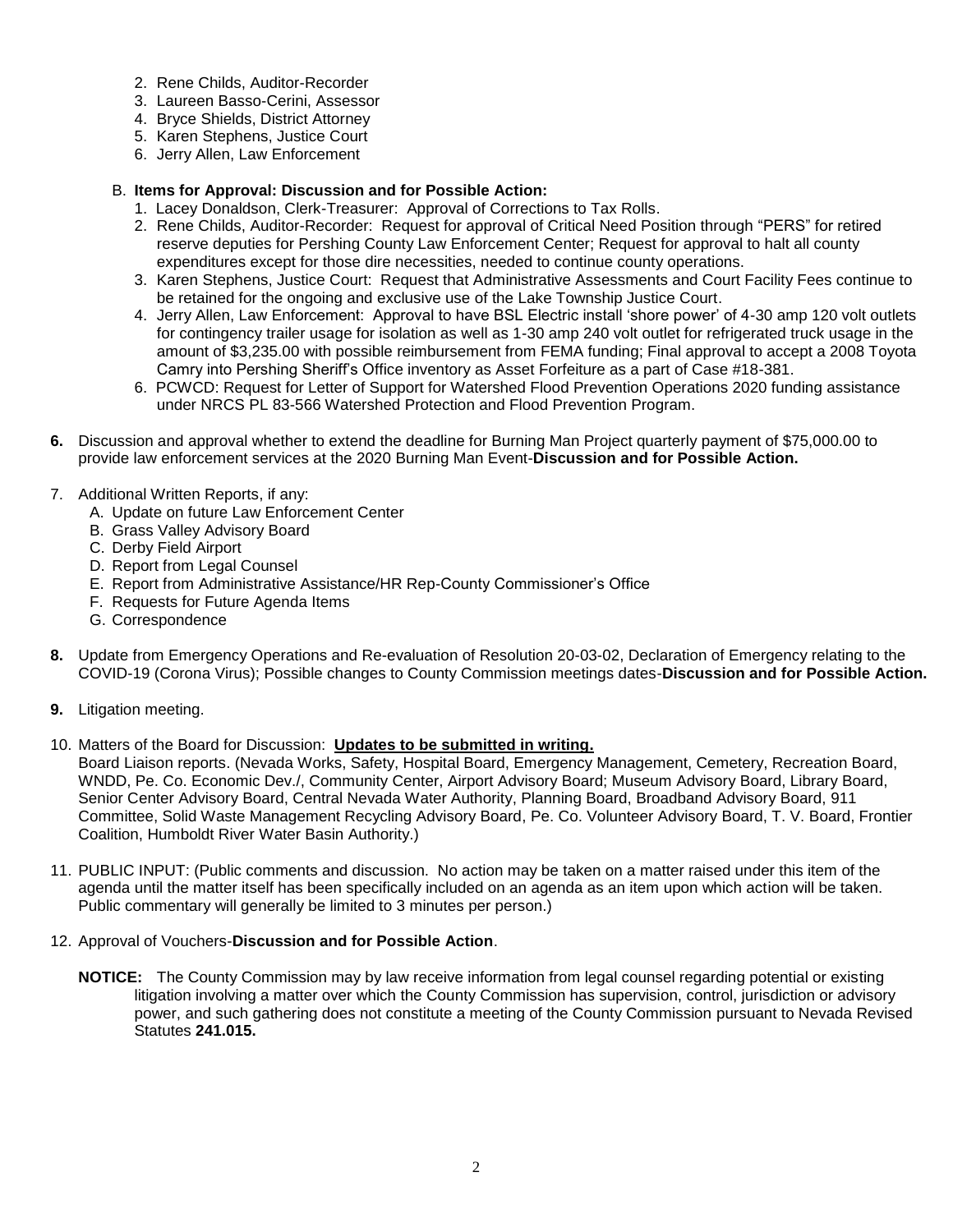2. Rene Childs, Auditor-Recorder
3. Laureen Basso-Cerini, Assessor
4. Bryce Shields, District Attorney
5. Karen Stephens, Justice Court
6. Jerry Allen, Law Enforcement

B. **Items for Approval: Discussion and for Possible Action:**

1. Lacey Donaldson, Clerk-Treasurer: Approval of Corrections to Tax Rolls.
2. Rene Childs, Auditor-Recorder: Request for approval of Critical Need Position through "PERS" for retired reserve deputies for Pershing County Law Enforcement Center; Request for approval to halt all county expenditures except for those dire necessities, needed to continue county operations.
3. Karen Stephens, Justice Court: Request that Administrative Assessments and Court Facility Fees continue to be retained for the ongoing and exclusive use of the Lake Township Justice Court.
4. Jerry Allen, Law Enforcement: Approval to have BSL Electric install 'shore power' of 4-30 amp 120 volt outlets for contingency trailer usage for isolation as well as 1-30 amp 240 volt outlet for refrigerated truck usage in the amount of $3,235.00 with possible reimbursement from FEMA funding; Final approval to accept a 2008 Toyota Camry into Pershing Sheriff's Office inventory as Asset Forfeiture as a part of Case #18-381.
6. PCWCD: Request for Letter of Support for Watershed Flood Prevention Operations 2020 funding assistance under NRCS PL 83-566 Watershed Protection and Flood Prevention Program.

**6.** Discussion and approval whether to extend the deadline for Burning Man Project quarterly payment of $75,000.00 to provide law enforcement services at the 2020 Burning Man Event-**Discussion and for Possible Action.**

7. Additional Written Reports, if any:
   A. Update on future Law Enforcement Center
   B. Grass Valley Advisory Board
   C. Derby Field Airport
   D. Report from Legal Counsel
   E. Report from Administrative Assistance/HR Rep-County Commissioner's Office
   F. Requests for Future Agenda Items
   G. Correspondence

**8.** Update from Emergency Operations and Re-evaluation of Resolution 20-03-02, Declaration of Emergency relating to the COVID-19 (Corona Virus); Possible changes to County Commission meetings dates-**Discussion and for Possible Action.**

**9.** Litigation meeting.

10. Matters of the Board for Discussion: **<u>Updates to be submitted in writing.</u>**
Board Liaison reports. (Nevada Works, Safety, Hospital Board, Emergency Management, Cemetery, Recreation Board, WNDD, Pe. Co. Economic Dev./, Community Center, Airport Advisory Board; Museum Advisory Board, Library Board, Senior Center Advisory Board, Central Nevada Water Authority, Planning Board, Broadband Advisory Board, 911 Committee, Solid Waste Management Recycling Advisory Board, Pe. Co. Volunteer Advisory Board, T. V. Board, Frontier Coalition, Humboldt River Water Basin Authority.)

11. PUBLIC INPUT: (Public comments and discussion. No action may be taken on a matter raised under this item of the agenda until the matter itself has been specifically included on an agenda as an item upon which action will be taken. Public commentary will generally be limited to 3 minutes per person.)

12. Approval of Vouchers-**Discussion and for Possible Action**.

**NOTICE:** The County Commission may by law receive information from legal counsel regarding potential or existing litigation involving a matter over which the County Commission has supervision, control, jurisdiction or advisory power, and such gathering does not constitute a meeting of the County Commission pursuant to Nevada Revised Statutes **241.015.**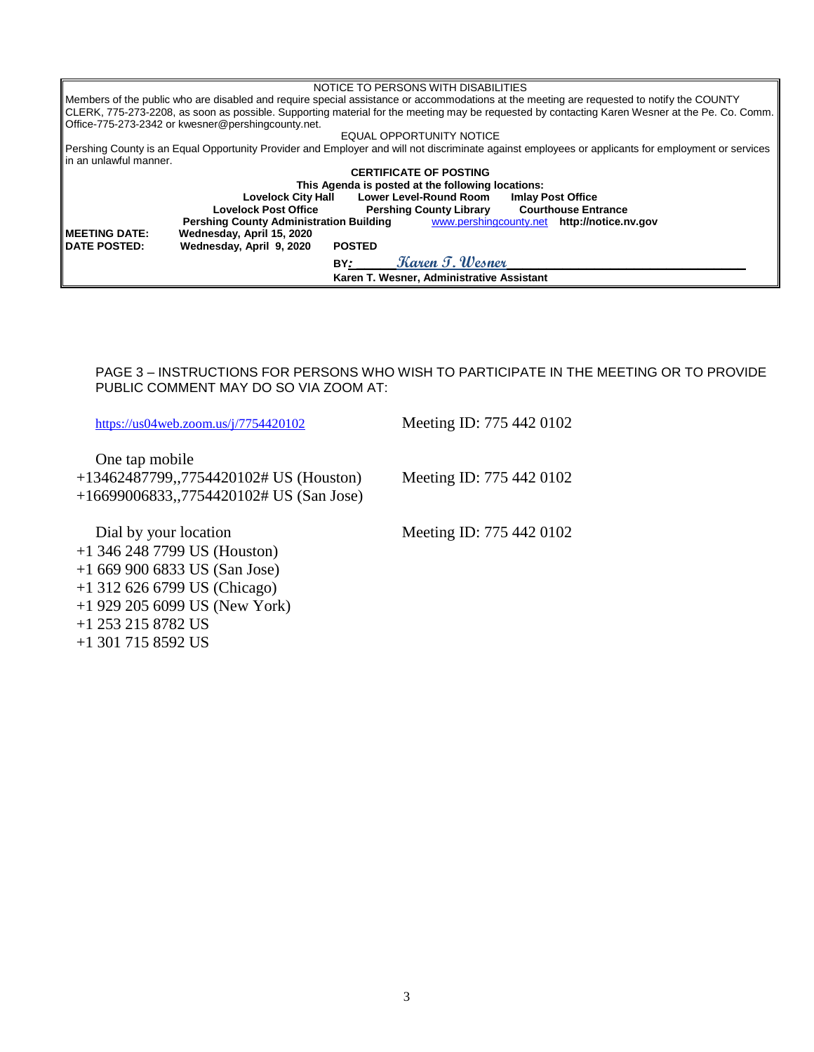NOTICE TO PERSONS WITH DISABILITIES

Members of the public who are disabled and require special assistance or accommodations at the meeting are requested to notify the COUNTY CLERK, 775-273-2208, as soon as possible. Supporting material for the meeting may be requested by contacting Karen Wesner at the Pe. Co. Comm. Office-775-273-2342 or kwesner@pershingcounty.net.

EQUAL OPPORTUNITY NOTICE

Pershing County is an Equal Opportunity Provider and Employer and will not discriminate against employees or applicants for employment or services in an unlawful manner.

**CERTIFICATE OF POSTING**

**This Agenda is posted at the following locations:**

**Lovelock City Hall** **Lower Level-Round Room** **Imlay Post Office**
**Lovelock Post Office** **Pershing County Library** **Courthouse Entrance**
**Pershing County Administration Building** www.pershingcounty.net **http://notice.nv.gov**

**MEETING DATE:** **Wednesday, April 15, 2020**
**DATE POSTED:** **Wednesday, April 9, 2020** **POSTED**

**BY:** *Karen T. Wesner*
**Karen T. Wesner, Administrative Assistant**

PAGE 3 – INSTRUCTIONS FOR PERSONS WHO WISH TO PARTICIPATE IN THE MEETING OR TO PROVIDE PUBLIC COMMENT MAY DO SO VIA ZOOM AT:

https://us04web.zoom.us/j/7754420102 Meeting ID: 775 442 0102

One tap mobile
+13462487799,,7754420102# US (Houston) Meeting ID: 775 442 0102
+16699006833,,7754420102# US (San Jose)

Dial by your location Meeting ID: 775 442 0102
+1 346 248 7799 US (Houston)
+1 669 900 6833 US (San Jose)
+1 312 626 6799 US (Chicago)
+1 929 205 6099 US (New York)
+1 253 215 8782 US
+1 301 715 8592 US